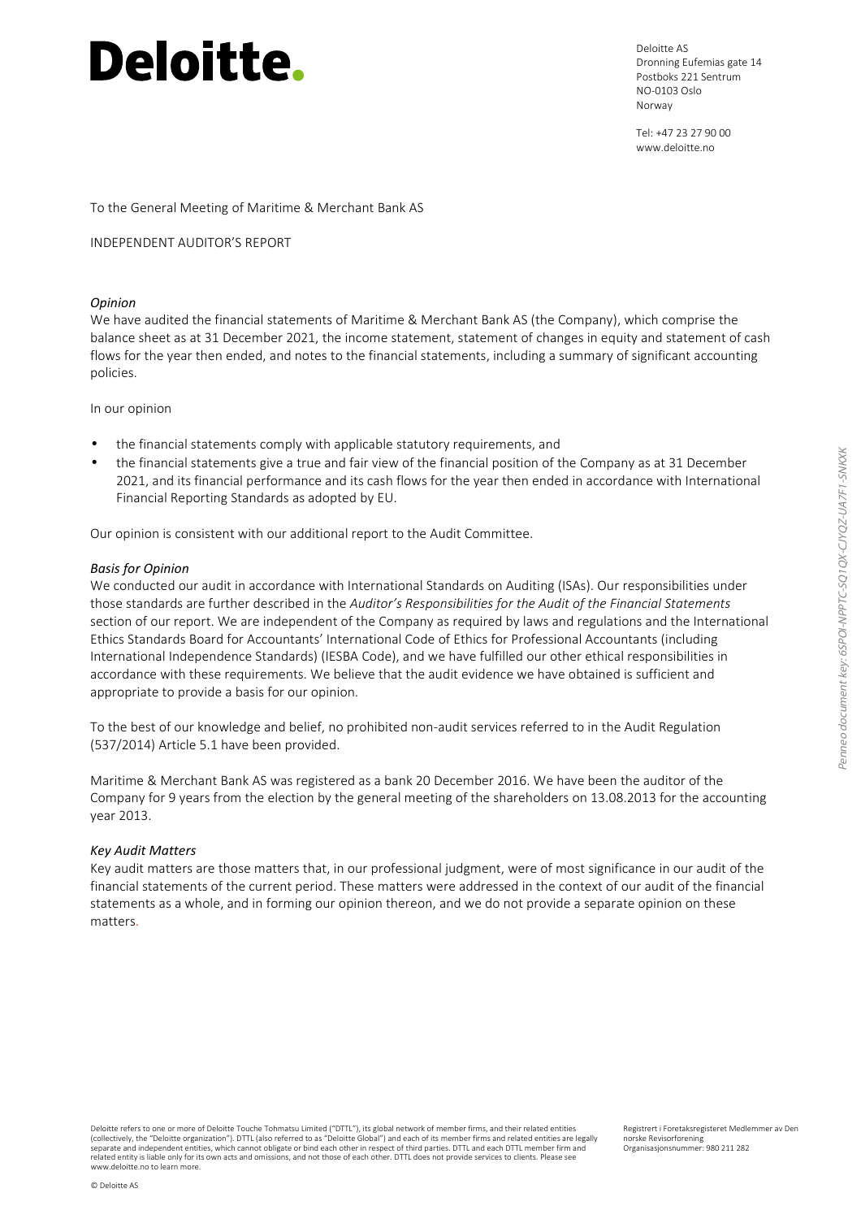# Deloitte.

Deloitte AS
Dronning Eufemias gate 14
Postboks 221 Sentrum
NO-0103 Oslo
Norway

Tel: +47 23 27 90 00
www.deloitte.no

To the General Meeting of Maritime & Merchant Bank AS

INDEPENDENT AUDITOR'S REPORT

*Opinion*

We have audited the financial statements of Maritime & Merchant Bank AS (the Company), which comprise the balance sheet as at 31 December 2021, the income statement, statement of changes in equity and statement of cash flows for the year then ended, and notes to the financial statements, including a summary of significant accounting policies.

In our opinion

- the financial statements comply with applicable statutory requirements, and
- the financial statements give a true and fair view of the financial position of the Company as at 31 December 2021, and its financial performance and its cash flows for the year then ended in accordance with International Financial Reporting Standards as adopted by EU.

Our opinion is consistent with our additional report to the Audit Committee.

*Basis for Opinion*

We conducted our audit in accordance with International Standards on Auditing (ISAs). Our responsibilities under those standards are further described in the *Auditor's Responsibilities for the Audit of the Financial Statements* section of our report. We are independent of the Company as required by laws and regulations and the International Ethics Standards Board for Accountants' International Code of Ethics for Professional Accountants (including International Independence Standards) (IESBA Code), and we have fulfilled our other ethical responsibilities in accordance with these requirements. We believe that the audit evidence we have obtained is sufficient and appropriate to provide a basis for our opinion.

To the best of our knowledge and belief, no prohibited non-audit services referred to in the Audit Regulation (537/2014) Article 5.1 have been provided.

Maritime & Merchant Bank AS was registered as a bank 20 December 2016. We have been the auditor of the Company for 9 years from the election by the general meeting of the shareholders on 13.08.2013 for the accounting year 2013.

*Key Audit Matters*

Key audit matters are those matters that, in our professional judgment, were of most significance in our audit of the financial statements of the current period. These matters were addressed in the context of our audit of the financial statements as a whole, and in forming our opinion thereon, and we do not provide a separate opinion on these matters.

Deloitte refers to one or more of Deloitte Touche Tohmatsu Limited ("DTTL"), its global network of member firms, and their related entities (collectively, the "Deloitte organization"). DTTL (also referred to as "Deloitte Global") and each of its member firms and related entities are legally separate and independent entities, which cannot obligate or bind each other in respect of third parties. DTTL and each DTTL member firm and related entity is liable only for its own acts and omissions, and not those of each other. DTTL does not provide services to clients. Please see www.deloitte.no to learn more.

Registrert i Foretaksregisteret Medlemmer av Den norske Revisorforening
Organisasjonsnummer: 980 211 282

© Deloitte AS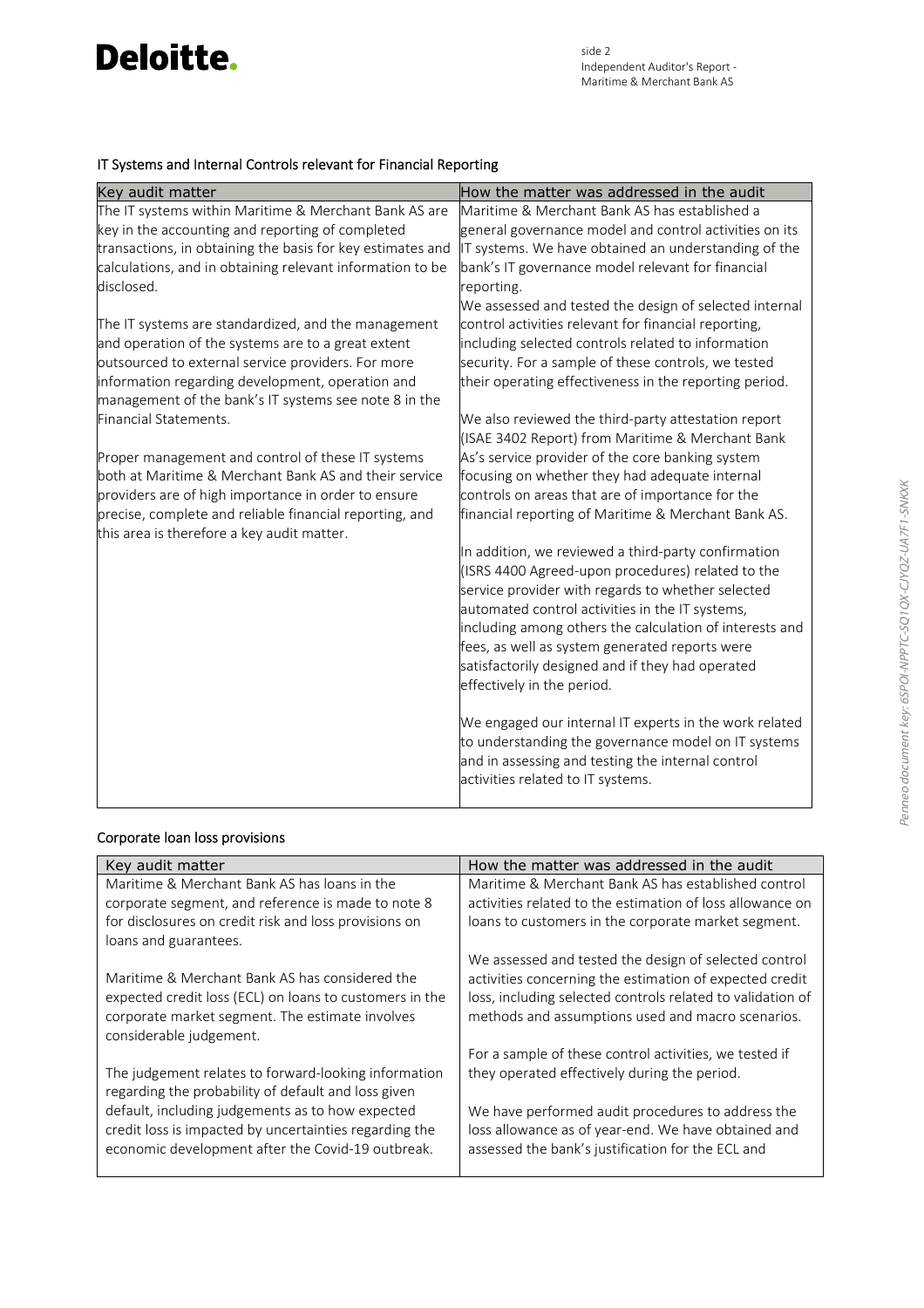### IT Systems and Internal Controls relevant for Financial Reporting

| Key audit matter | How the matter was addressed in the audit |
|---|---|
| The IT systems within Maritime & Merchant Bank AS are key in the accounting and reporting of completed transactions, in obtaining the basis for key estimates and calculations, and in obtaining relevant information to be disclosed.<br><br>The IT systems are standardized, and the management and operation of the systems are to a great extent outsourced to external service providers. For more information regarding development, operation and management of the bank's IT systems see note 8 in the Financial Statements.<br><br>Proper management and control of these IT systems both at Maritime & Merchant Bank AS and their service providers are of high importance in order to ensure precise, complete and reliable financial reporting, and this area is therefore a key audit matter. | Maritime & Merchant Bank AS has established a general governance model and control activities on its IT systems. We have obtained an understanding of the bank's IT governance model relevant for financial reporting.<br>We assessed and tested the design of selected internal control activities relevant for financial reporting, including selected controls related to information security. For a sample of these controls, we tested their operating effectiveness in the reporting period.<br><br>We also reviewed the third-party attestation report (ISAE 3402 Report) from Maritime & Merchant Bank As's service provider of the core banking system focusing on whether they had adequate internal controls on areas that are of importance for the financial reporting of Maritime & Merchant Bank AS.<br><br>In addition, we reviewed a third-party confirmation (ISRS 4400 Agreed-upon procedures) related to the service provider with regards to whether selected automated control activities in the IT systems, including among others the calculation of interests and fees, as well as system generated reports were satisfactorily designed and if they had operated effectively in the period.<br><br>We engaged our internal IT experts in the work related to understanding the governance model on IT systems and in assessing and testing the internal control activities related to IT systems. |

### Corporate loan loss provisions

| Key audit matter | How the matter was addressed in the audit |
|---|---|
| Maritime & Merchant Bank AS has loans in the corporate segment, and reference is made to note 8 for disclosures on credit risk and loss provisions on loans and guarantees.<br><br>Maritime & Merchant Bank AS has considered the expected credit loss (ECL) on loans to customers in the corporate market segment. The estimate involves considerable judgement.<br><br>The judgement relates to forward-looking information regarding the probability of default and loss given default, including judgements as to how expected credit loss is impacted by uncertainties regarding the economic development after the Covid-19 outbreak. | Maritime & Merchant Bank AS has established control activities related to the estimation of loss allowance on loans to customers in the corporate market segment.<br><br>We assessed and tested the design of selected control activities concerning the estimation of expected credit loss, including selected controls related to validation of methods and assumptions used and macro scenarios.<br><br>For a sample of these control activities, we tested if they operated effectively during the period.<br><br>We have performed audit procedures to address the loss allowance as of year-end. We have obtained and assessed the bank's justification for the ECL and |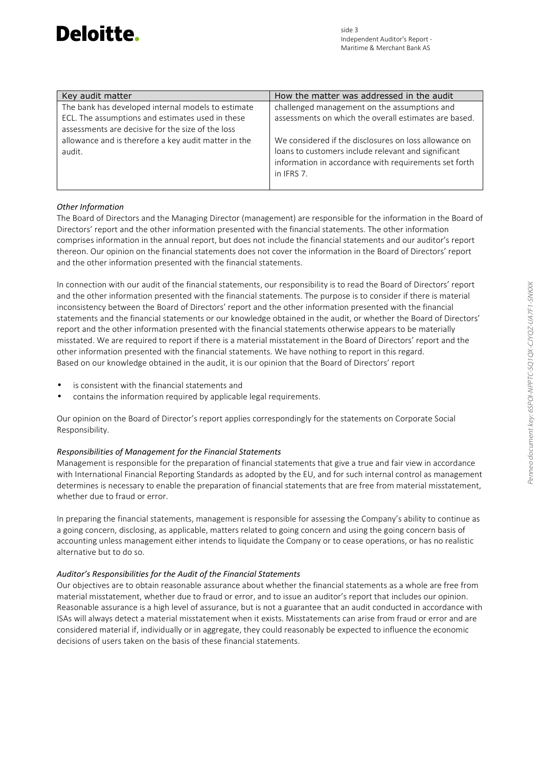| Key audit matter | How the matter was addressed in the audit |
| --- | --- |
| The bank has developed internal models to estimate ECL. The assumptions and estimates used in these assessments are decisive for the size of the loss allowance and is therefore a key audit matter in the audit. | challenged management on the assumptions and assessments on which the overall estimates are based.<br><br>We considered if the disclosures on loss allowance on loans to customers include relevant and significant information in accordance with requirements set forth in IFRS 7. |

*Other Information*

The Board of Directors and the Managing Director (management) are responsible for the information in the Board of Directors' report and the other information presented with the financial statements. The other information comprises information in the annual report, but does not include the financial statements and our auditor's report thereon. Our opinion on the financial statements does not cover the information in the Board of Directors' report and the other information presented with the financial statements.

In connection with our audit of the financial statements, our responsibility is to read the Board of Directors' report and the other information presented with the financial statements. The purpose is to consider if there is material inconsistency between the Board of Directors' report and the other information presented with the financial statements and the financial statements or our knowledge obtained in the audit, or whether the Board of Directors' report and the other information presented with the financial statements otherwise appears to be materially misstated. We are required to report if there is a material misstatement in the Board of Directors' report and the other information presented with the financial statements. We have nothing to report in this regard.
Based on our knowledge obtained in the audit, it is our opinion that the Board of Directors' report

- is consistent with the financial statements and
- contains the information required by applicable legal requirements.

Our opinion on the Board of Director's report applies correspondingly for the statements on Corporate Social Responsibility.

*Responsibilities of Management for the Financial Statements*

Management is responsible for the preparation of financial statements that give a true and fair view in accordance with International Financial Reporting Standards as adopted by the EU, and for such internal control as management determines is necessary to enable the preparation of financial statements that are free from material misstatement, whether due to fraud or error.

In preparing the financial statements, management is responsible for assessing the Company's ability to continue as a going concern, disclosing, as applicable, matters related to going concern and using the going concern basis of accounting unless management either intends to liquidate the Company or to cease operations, or has no realistic alternative but to do so.

*Auditor's Responsibilities for the Audit of the Financial Statements*

Our objectives are to obtain reasonable assurance about whether the financial statements as a whole are free from material misstatement, whether due to fraud or error, and to issue an auditor's report that includes our opinion. Reasonable assurance is a high level of assurance, but is not a guarantee that an audit conducted in accordance with ISAs will always detect a material misstatement when it exists. Misstatements can arise from fraud or error and are considered material if, individually or in aggregate, they could reasonably be expected to influence the economic decisions of users taken on the basis of these financial statements.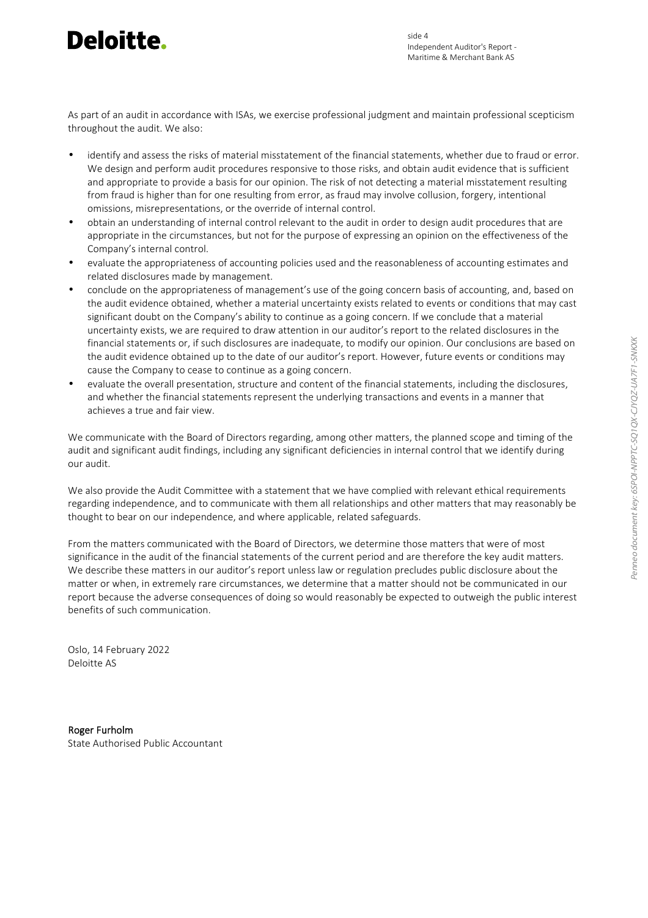As part of an audit in accordance with ISAs, we exercise professional judgment and maintain professional scepticism throughout the audit. We also:

- identify and assess the risks of material misstatement of the financial statements, whether due to fraud or error. We design and perform audit procedures responsive to those risks, and obtain audit evidence that is sufficient and appropriate to provide a basis for our opinion. The risk of not detecting a material misstatement resulting from fraud is higher than for one resulting from error, as fraud may involve collusion, forgery, intentional omissions, misrepresentations, or the override of internal control.
- obtain an understanding of internal control relevant to the audit in order to design audit procedures that are appropriate in the circumstances, but not for the purpose of expressing an opinion on the effectiveness of the Company's internal control.
- evaluate the appropriateness of accounting policies used and the reasonableness of accounting estimates and related disclosures made by management.
- conclude on the appropriateness of management's use of the going concern basis of accounting, and, based on the audit evidence obtained, whether a material uncertainty exists related to events or conditions that may cast significant doubt on the Company's ability to continue as a going concern. If we conclude that a material uncertainty exists, we are required to draw attention in our auditor's report to the related disclosures in the financial statements or, if such disclosures are inadequate, to modify our opinion. Our conclusions are based on the audit evidence obtained up to the date of our auditor's report. However, future events or conditions may cause the Company to cease to continue as a going concern.
- evaluate the overall presentation, structure and content of the financial statements, including the disclosures, and whether the financial statements represent the underlying transactions and events in a manner that achieves a true and fair view.

We communicate with the Board of Directors regarding, among other matters, the planned scope and timing of the audit and significant audit findings, including any significant deficiencies in internal control that we identify during our audit.

We also provide the Audit Committee with a statement that we have complied with relevant ethical requirements regarding independence, and to communicate with them all relationships and other matters that may reasonably be thought to bear on our independence, and where applicable, related safeguards.

From the matters communicated with the Board of Directors, we determine those matters that were of most significance in the audit of the financial statements of the current period and are therefore the key audit matters. We describe these matters in our auditor's report unless law or regulation precludes public disclosure about the matter or when, in extremely rare circumstances, we determine that a matter should not be communicated in our report because the adverse consequences of doing so would reasonably be expected to outweigh the public interest benefits of such communication.

Oslo, 14 February 2022
Deloitte AS

**Roger Furholm**
State Authorised Public Accountant

*Penneo document key: 6SPOI-NPPTC-SQ1QX-CIYQZ-UA7F1-SNKXK*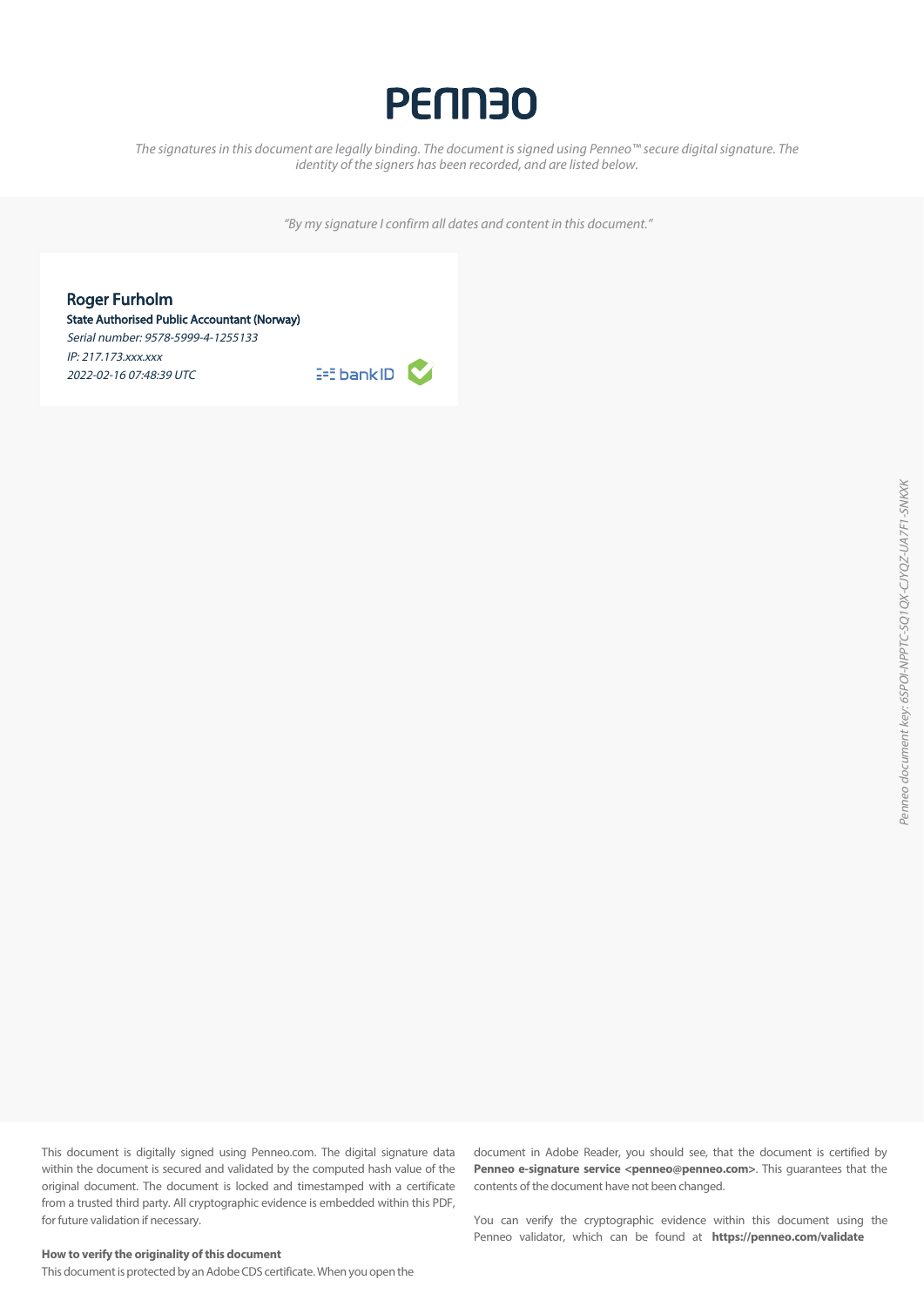# PENN30

*The signatures in this document are legally binding. The document is signed using Penneo™ secure digital signature. The identity of the signers has been recorded, and are listed below.*

*"By my signature I confirm all dates and content in this document."*

**Roger Furholm**
State Authorised Public Accountant (Norway)
*Serial number: 9578-5999-4-1255133*
*IP: 217.173.xxx.xxx*
*2022-02-16 07:48:39 UTC*

bankID

*Penneo document key: 6SPOI-NPPTC-SQ1QX-CJYQZ-UA7F1-SNKXK*

This document is digitally signed using Penneo.com. The digital signature data within the document is secured and validated by the computed hash value of the original document. The document is locked and timestamped with a certificate from a trusted third party. All cryptographic evidence is embedded within this PDF, for future validation if necessary.

**How to verify the originality of this document**

This document is protected by an Adobe CDS certificate. When you open the document in Adobe Reader, you should see, that the document is certified by **Penneo e-signature service <penneo@penneo.com>**. This guarantees that the contents of the document have not been changed.

You can verify the cryptographic evidence within this document using the Penneo validator, which can be found at **https://penneo.com/validate**